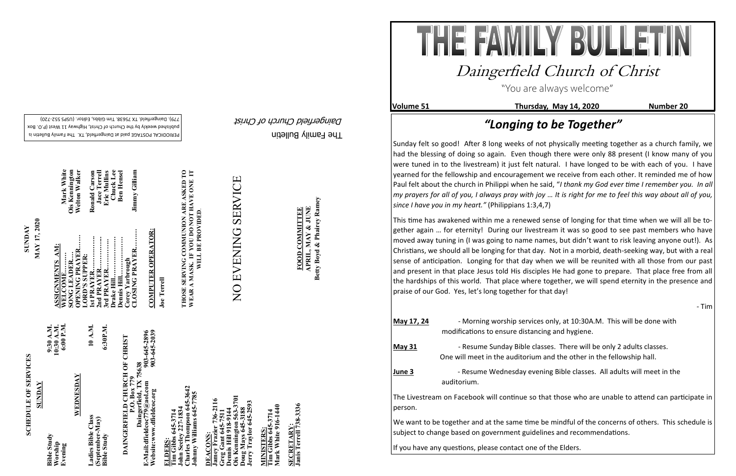# THE FAMILY BULLETIN

## Daingerfield Church of Christ

"You are always welcome"

**Volume 51** **Thursday, May 14, 2020** **Number 20**

## *"Longing to be Together"*

Sunday felt so good! After 8 long weeks of not physically meeting together as a church family, we had the blessing of doing so again. Even though there were only 88 present (I know many of you were tuned in to the livestream) it just felt natural. I have longed to be with each of you. I have yearned for the fellowship and encouragement we receive from each other. It reminded me of how Paul felt about the church in Philippi when he said, "*I thank my God ever time I remember you. In all my prayers for all of you, I always pray with joy … It is right for me to feel this way about all of you, since I have you in my heart."* (Philippians 1:3,4,7)

This time has awakened within me a renewed sense of longing for that time when we will all be together again … for eternity! During our livestream it was so good to see past members who have moved away tuning in (I was going to name names, but didn't want to risk leaving anyone out!). As Christians, we should all be longing for that day. Not in a morbid, death-seeking way, but with a real sense of anticipation. Longing for that day when we will be reunited with all those from our past and present in that place Jesus told His disciples He had gone to prepare. That place free from all the hardships of this world. That place where together, we will spend eternity in the presence and praise of our God. Yes, let's long together for that day!

- Tim

**May 17, 24** - Morning worship services only, at 10:30A.M. This will be done with modifications to ensure distancing and hygiene.

**May 31** - Resume Sunday Bible classes. There will be only 2 adults classes. One will meet in the auditorium and the other in the fellowship hall.

**June 3** - Resume Wednesday evening Bible classes. All adults will meet in the auditorium.

The Livestream on Facebook will continue so that those who are unable to attend can participate in person.

We want to be together and at the same time be mindful of the concerns of others. This schedule is subject to change based on government guidelines and recommendations.

If you have any questions, please contact one of the Elders.

---

## SCHEDULE OF SERVICES

**SUNDAY**

| | |
|---|---|
| Bible Study | 9:30 A.M. |
| Worship | 10:30 A.M. |
| Evening | 6:00 P.M. |

**WEDNESDAY**

| | |
|---|---|
| Ladies Bible Class (September-May) | 10 A.M. |
| Bible Study | 6:30P.M. |

**DAINGERFIELD CHURCH OF CHRIST**
P.O. Box 779
Daingerfield, TX 75638
E-Mail:dfieldcoc779@aol.com 903-645-2896
Website:www.dfieldcoc.org 903-645-2039

**ELDERS:**
Tim Gibbs 645-3714
John Seeley 227-1834
Charles Thompson 645-3642
Johnny Williams 645-7785

**DEACONS:**
Jamey Frazier 736-2116
Greg Gant 645-7511
Dennis Hill 918-9144
Ois Kennington 563-3701
Doug Mays 645-3188
Jerry Traylor 645-2593

**MINISTERS:**
Tim Gibbs 645-3714
Mark White 916-1440

**SECRETARY:**
Janis Terrell 738-3336

## SUNDAY
**MAY 17, 2020**

**ASSIGNMENTS AM:**

| | |
|---|---|
| WELCOME……… | Mark White |
| SONG LEADER… | Ois Kennington |
| OPENING PRAYER…… | Welton Walker |
| LORD'S SUPPER: | |
| 1st PRAYER…………… | Ronald Carson |
| 2nd PRAYER…………… | Jace Terrell |
| 3rd PRAYER…………… | Eric Mullins |
| Drake Hill…………………… | Chuck Lee |
| Dennis Hill………………… | Ben Hensel |
| Corey Yarbrough | |
| CLOSING PRAYER……… | Jimmy Gilliam |

**COMPUTER OPERATOR:**
Joe Terrell

THOSE SERVING COMMUNION ARE ASKED TO WEAR A MASK. IF YOU DO NOT HAVE ONE IT WILL BE PROVIDED.

# NO EVENING SERVICE

**FOOD COMMITTEE**
**APRIL, MAY & JUNE**
**Betty Boyd & Phairey Ramey**

---

The Family Bulletin
*Daingerfield Church of Christ*

PERIODICAL POSTAGE paid at Daingerfield, TX. The Family Bulletin is published weekly by the Church of Christ, Highway 11 West (P.O. Box 779), Daingerfield, TX 75638. Tim Gibbs, Editor. (USPS 552-720)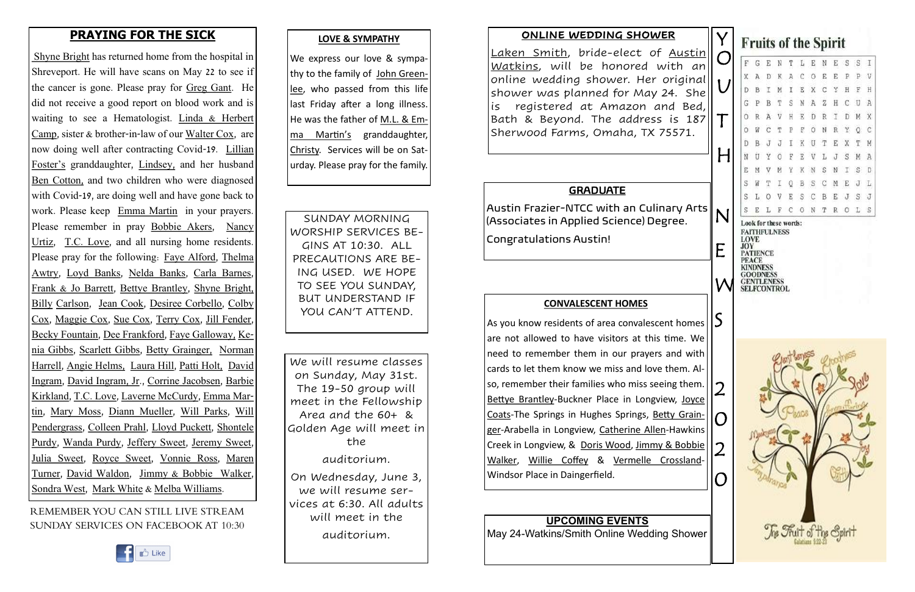## PRAYING FOR THE SICK

Shyne Bright has returned home from the hospital in Shreveport. He will have scans on May 22 to see if the cancer is gone. Please pray for Greg Gant. He did not receive a good report on blood work and is waiting to see a Hematologist. Linda & Herbert Camp, sister & brother-in-law of our Walter Cox, are now doing well after contracting Covid-19. Lillian Foster's granddaughter, Lindsey, and her husband Ben Cotton, and two children who were diagnosed with Covid-19, are doing well and have gone back to work. Please keep Emma Martin in your prayers. Please remember and pray Bobbie Akers, Nancy Urtiz, T.C. Love, and all nursing home residents. Please pray for the following: Faye Alford, Thelma Awtry, Loyd Banks, Nelda Banks, Carla Barnes, Frank & Jo Barrett, Bettye Brantley, Shyne Bright, Billy Carlson, Jean Cook, Desiree Corbello, Colby Cox, Maggie Cox, Sue Cox, Terry Cox, Jill Fender, Becky Fountain, Dee Frankford, Faye Galloway, Kenia Gibbs, Scarlett Gibbs, Betty Grainger, Norman Harrell, Angie Helms, Laura Hill, Patti Holt, David Ingram, David Ingram, Jr., Corrine Jacobsen, Barbie Kirkland, T.C. Love, Laverne McCurdy, Emma Martin, Mary Moss, Diann Mueller, Will Parks, Will Pendergrass, Colleen Prahl, Lloyd Puckett, Shontele Purdy, Wanda Purdy, Jeffery Sweet, Jeremy Sweet, Julia Sweet, Royce Sweet, Vonnie Ross, Maren Turner, David Waldon, Jimmy & Bobbie Walker, Sondra West, Mark White & Melba Williams.

REMEMBER YOU CAN STILL LIVE STREAM SUNDAY SERVICES ON FACEBOOK AT 10:30

Like

## LOVE & SYMPATHY

We express our love & sympathy to the family of John Greenlee, who passed from this life last Friday after a long illness. He was the father of M.L. & Emma Martin's granddaughter, Christy. Services will be on Saturday. Please pray for the family.

SUNDAY MORNING WORSHIP SERVICES BEGINS AT 10:30. ALL PRECAUTIONS ARE BEING USED. WE HOPE TO SEE YOU SUNDAY, BUT UNDERSTAND IF YOU CAN'T ATTEND.

We will resume classes on Sunday, May 31st. The 19-50 group will meet in the Fellowship Area and the 60+ & Golden Age will meet in the auditorium.

On Wednesday, June 3, we will resume services at 6:30. All adults will meet in the auditorium.

## ONLINE WEDDING SHOWER

Laken Smith, bride-elect of Austin Watkins, will be honored with an online wedding shower. Her original shower was planned for May 24. She is registered at Amazon and Bed, Bath & Beyond. The address is 187 Sherwood Farms, Omaha, TX 75571.

## GRADUATE

Austin Frazier-NTCC with an Culinary Arts (Associates in Applied Science) Degree.

Congratulations Austin!

## CONVALESCENT HOMES

As you know residents of area convalescent homes are not allowed to have visitors at this time. We need to remember them in our prayers and with cards to let them know we miss and love them. Also, remember their families who miss seeing them. Bettye Brantley-Buckner Place in Longview, Joyce Coats-The Springs in Hughes Springs, Betty Grainger-Arabella in Longview, Catherine Allen-Hawkins Creek in Longview, & Doris Wood, Jimmy & Bobbie Walker, Willie Coffey & Vermelle Crossland-Windsor Place in Daingerfield.

## UPCOMING EVENTS

May 24-Watkins/Smith Online Wedding Shower

YOUTH NEWS 2020

## Fruits of the Spirit

F G E N T L E N E S S I
X A D K A C O E E P P V
D B I M I E X C Y H F H
G P B T S N A Z H C U A
O R A V H E D R I D M X
O W C T P F O N R Y Q C
D B J J I K U T E X T M
N U Y O F E V L J S M A
E M V M Y K N S N I S D
S W T I Q B S C M E J L
S L O V E S C B E J S J
S E L F C O N T R O L S

Look for these words:
FAITHFULNESS
LOVE
JOY
PATIENCE
PEACE
KINDNESS
GOODNESS
GENTLENESS
SELFCONTROL

Gentleness Goodness Love Peace Longsuffering Meekness Joy Temperance

The Fruit of the Spirit
Galatians 5:22-23